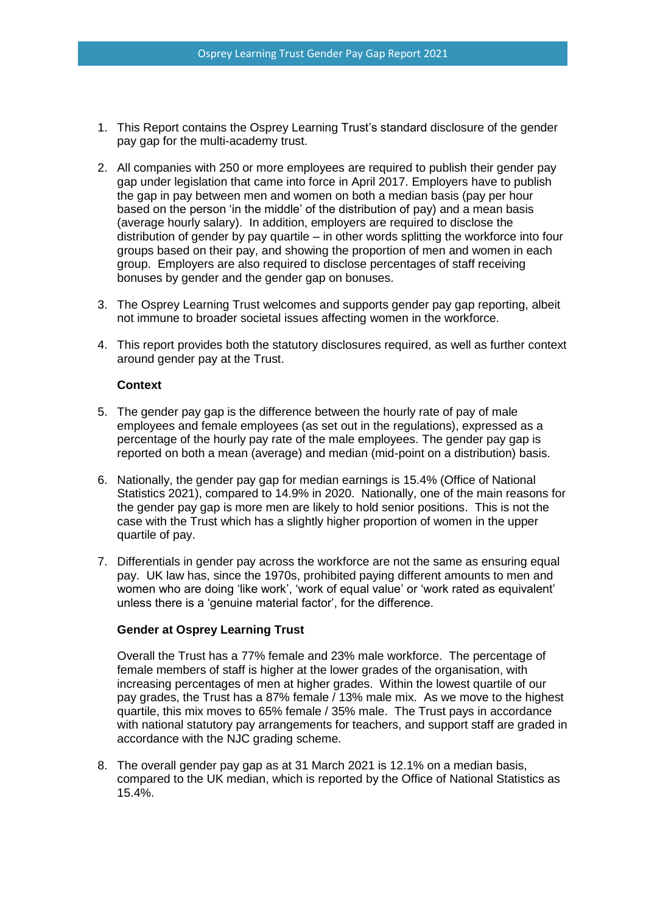# Osprey Learning Trust Gender Pay Gap Report 2021

1. This Report contains the Osprey Learning Trust's standard disclosure of the gender pay gap for the multi-academy trust.

2. All companies with 250 or more employees are required to publish their gender pay gap under legislation that came into force in April 2017. Employers have to publish the gap in pay between men and women on both a median basis (pay per hour based on the person 'in the middle' of the distribution of pay) and a mean basis (average hourly salary). In addition, employers are required to disclose the distribution of gender by pay quartile – in other words splitting the workforce into four groups based on their pay, and showing the proportion of men and women in each group. Employers are also required to disclose percentages of staff receiving bonuses by gender and the gender gap on bonuses.

3. The Osprey Learning Trust welcomes and supports gender pay gap reporting, albeit not immune to broader societal issues affecting women in the workforce.

4. This report provides both the statutory disclosures required, as well as further context around gender pay at the Trust.

**Context**

5. The gender pay gap is the difference between the hourly rate of pay of male employees and female employees (as set out in the regulations), expressed as a percentage of the hourly pay rate of the male employees. The gender pay gap is reported on both a mean (average) and median (mid-point on a distribution) basis.

6. Nationally, the gender pay gap for median earnings is 15.4% (Office of National Statistics 2021), compared to 14.9% in 2020. Nationally, one of the main reasons for the gender pay gap is more men are likely to hold senior positions. This is not the case with the Trust which has a slightly higher proportion of women in the upper quartile of pay.

7. Differentials in gender pay across the workforce are not the same as ensuring equal pay. UK law has, since the 1970s, prohibited paying different amounts to men and women who are doing 'like work', 'work of equal value' or 'work rated as equivalent' unless there is a 'genuine material factor', for the difference.

**Gender at Osprey Learning Trust**

Overall the Trust has a 77% female and 23% male workforce. The percentage of female members of staff is higher at the lower grades of the organisation, with increasing percentages of men at higher grades. Within the lowest quartile of our pay grades, the Trust has a 87% female / 13% male mix. As we move to the highest quartile, this mix moves to 65% female / 35% male. The Trust pays in accordance with national statutory pay arrangements for teachers, and support staff are graded in accordance with the NJC grading scheme.

8. The overall gender pay gap as at 31 March 2021 is 12.1% on a median basis, compared to the UK median, which is reported by the Office of National Statistics as 15.4%.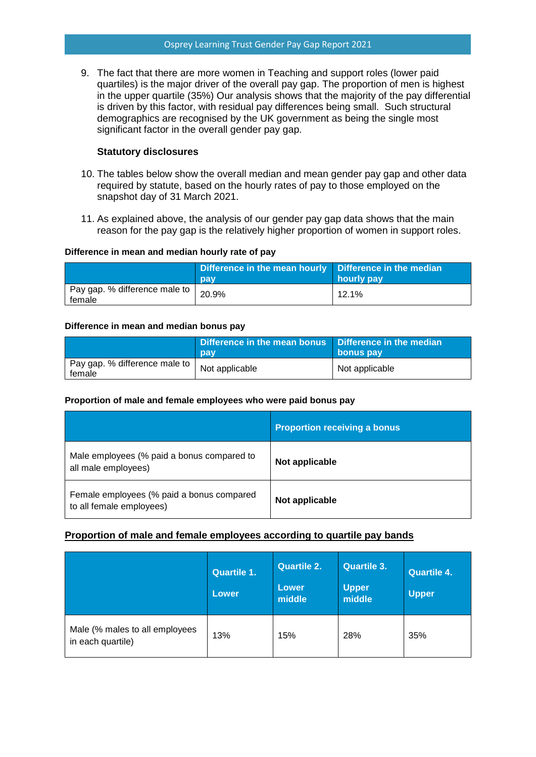9. The fact that there are more women in Teaching and support roles (lower paid quartiles) is the major driver of the overall pay gap. The proportion of men is highest in the upper quartile (35%) Our analysis shows that the majority of the pay differential is driven by this factor, with residual pay differences being small. Such structural demographics are recognised by the UK government as being the single most significant factor in the overall gender pay gap.

**Statutory disclosures**

10. The tables below show the overall median and mean gender pay gap and other data required by statute, based on the hourly rates of pay to those employed on the snapshot day of 31 March 2021.

11. As explained above, the analysis of our gender pay gap data shows that the main reason for the pay gap is the relatively higher proportion of women in support roles.

**Difference in mean and median hourly rate of pay**

| | Difference in the mean hourly pay | Difference in the median hourly pay |
|---|---|---|
| Pay gap. % difference male to female | 20.9% | 12.1% |

**Difference in mean and median bonus pay**

| | Difference in the mean bonus pay | Difference in the median bonus pay |
|---|---|---|
| Pay gap. % difference male to female | Not applicable | Not applicable |

**Proportion of male and female employees who were paid bonus pay**

| | Proportion receiving a bonus |
|---|---|
| Male employees (% paid a bonus compared to all male employees) | **Not applicable** |
| Female employees (% paid a bonus compared to all female employees) | **Not applicable** |

**Proportion of male and female employees according to quartile pay bands**

| | Quartile 1. Lower | Quartile 2. Lower middle | Quartile 3. Upper middle | Quartile 4. Upper |
|---|---|---|---|---|
| Male (% males to all employees in each quartile) | 13% | 15% | 28% | 35% |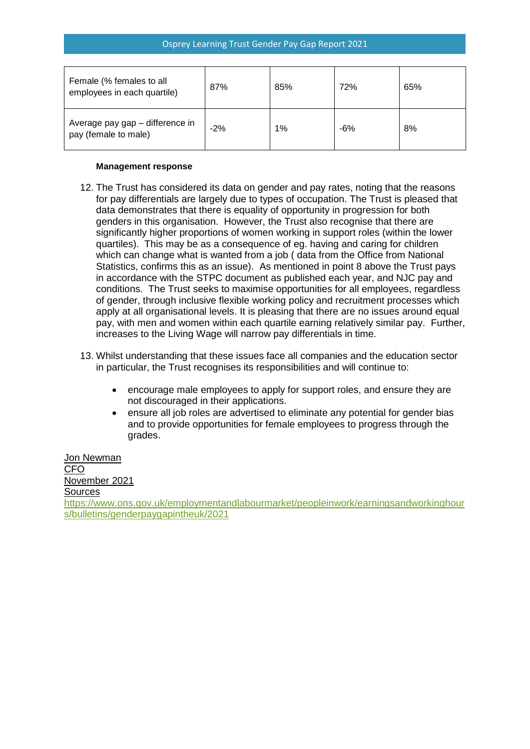| | | | | |
|---|---|---|---|---|
| Female (% females to all employees in each quartile) | 87% | 85% | 72% | 65% |
| Average pay gap – difference in pay (female to male) | -2% | 1% | -6% | 8% |

**Management response**

12. The Trust has considered its data on gender and pay rates, noting that the reasons for pay differentials are largely due to types of occupation. The Trust is pleased that data demonstrates that there is equality of opportunity in progression for both genders in this organisation. However, the Trust also recognise that there are significantly higher proportions of women working in support roles (within the lower quartiles). This may be as a consequence of eg. having and caring for children which can change what is wanted from a job ( data from the Office from National Statistics, confirms this as an issue). As mentioned in point 8 above the Trust pays in accordance with the STPC document as published each year, and NJC pay and conditions. The Trust seeks to maximise opportunities for all employees, regardless of gender, through inclusive flexible working policy and recruitment processes which apply at all organisational levels. It is pleasing that there are no issues around equal pay, with men and women within each quartile earning relatively similar pay. Further, increases to the Living Wage will narrow pay differentials in time.

13. Whilst understanding that these issues face all companies and the education sector in particular, the Trust recognises its responsibilities and will continue to:

    - encourage male employees to apply for support roles, and ensure they are not discouraged in their applications.
    - ensure all job roles are advertised to eliminate any potential for gender bias and to provide opportunities for female employees to progress through the grades.

Jon Newman
CFO
November 2021
Sources
https://www.ons.gov.uk/employmentandlabourmarket/peopleinwork/earningsandworkinghours/bulletins/genderpaygapintheuk/2021